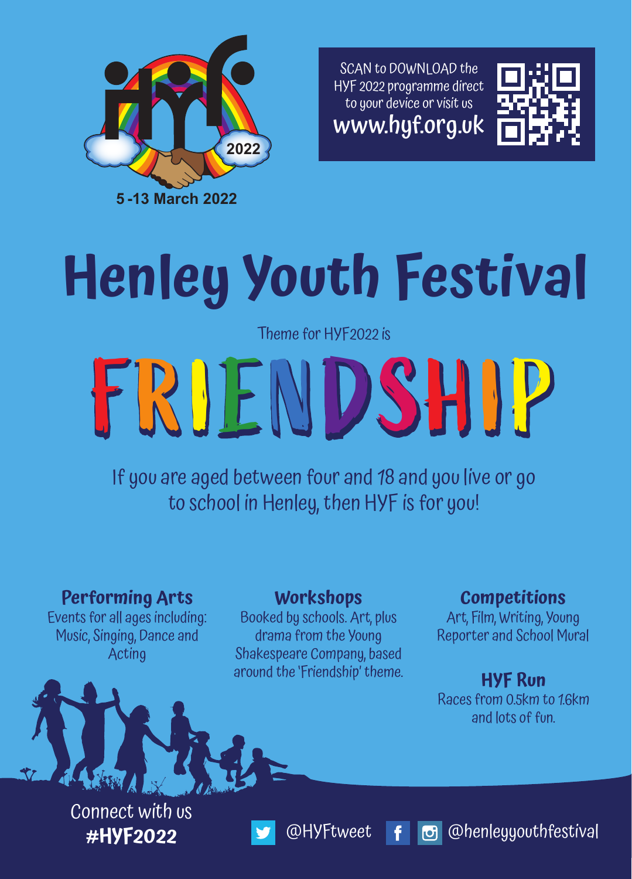hyf 2022

5 -13 March 2022

SCAN to DOWNLOAD the HYF 2022 programme direct to your device or visit us **www.hyf.org.uk**

# Henley Youth Festival

Theme for HYF2022 is

# FRIENDSHIP

If you are aged between four and 18 and you live or go to school in Henley, then HYF is for you!

### Performing Arts

Events for all ages including: Music, Singing, Dance and Acting

### Workshops

Booked by schools. Art, plus drama from the Young Shakespeare Company, based around the 'Friendship' theme.

### Competitions

Art, Film, Writing, Young Reporter and School Mural

### HYF Run

Races from 0.5km to 1.6km and lots of fun.

Connect with us **#HYF2022**

@HYFtweet @henleyyouthfestival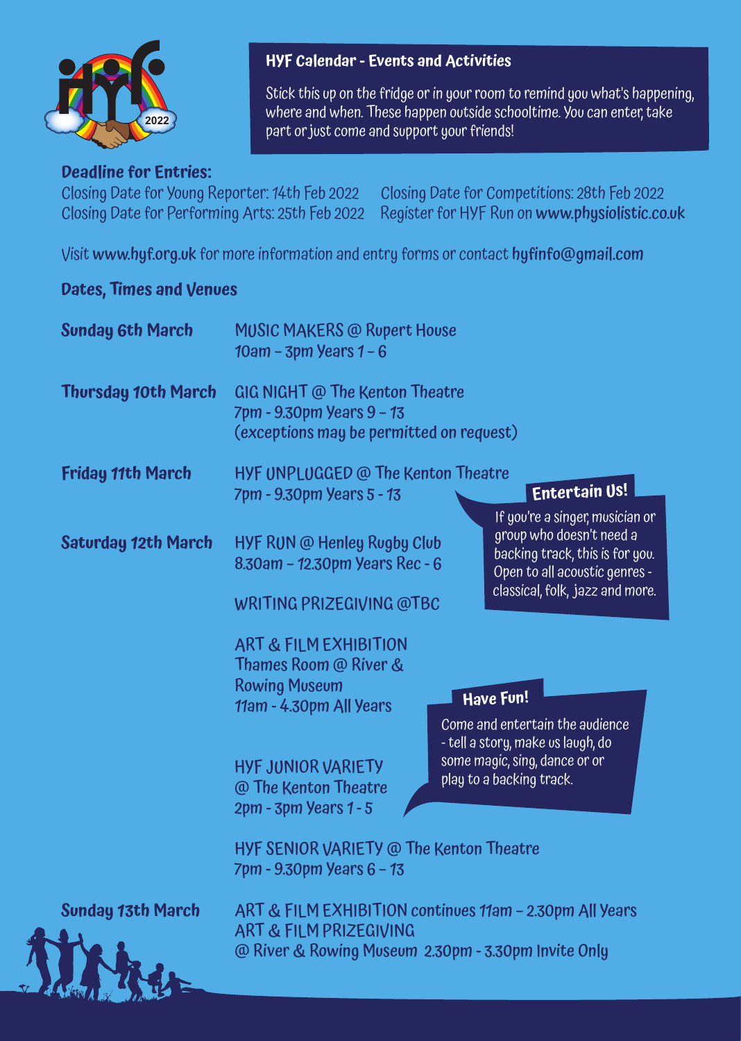## HYF Calendar - Events and Activities

Stick this up on the fridge or in your room to remind you what's happening, where and when. These happen outside schooltime. You can enter, take part or just come and support your friends!

**Deadline for Entries:**

Closing Date for Young Reporter: 14th Feb 2022

Closing Date for Performing Arts: 25th Feb 2022

Closing Date for Competitions: 28th Feb 2022

Register for HYF Run on **www.physiolistic.co.uk**

Visit **www.hyf.org.uk** for more information and entry forms or contact **hyfinfo@gmail.com**

### Dates, Times and Venues

**Sunday 6th March**

MUSIC MAKERS @ Rupert House
10am – 3pm Years 1 – 6

**Thursday 10th March**

GIG NIGHT @ The Kenton Theatre
7pm - 9.30pm Years 9 – 13
(exceptions may be permitted on request)

**Friday 11th March**

HYF UNPLUGGED @ The Kenton Theatre
7pm - 9.30pm Years 5 - 13

**Entertain Us!**

If you're a singer, musician or group who doesn't need a backing track, this is for you. Open to all acoustic genres - classical, folk, jazz and more.

**Saturday 12th March**

HYF RUN @ Henley Rugby Club
8.30am – 12.30pm Years Rec - 6

WRITING PRIZEGIVING @TBC

ART & FILM EXHIBITION
Thames Room @ River & Rowing Museum
11am - 4.30pm All Years

HYF JUNIOR VARIETY
@ The Kenton Theatre
2pm - 3pm Years 1 - 5

**Have Fun!**

Come and entertain the audience - tell a story, make us laugh, do some magic, sing, dance or or play to a backing track.

HYF SENIOR VARIETY @ The Kenton Theatre
7pm - 9.30pm Years 6 – 13

**Sunday 13th March**

ART & FILM EXHIBITION continues 11am – 2.30pm All Years
ART & FILM PRIZEGIVING
@ River & Rowing Museum 2.30pm - 3.30pm Invite Only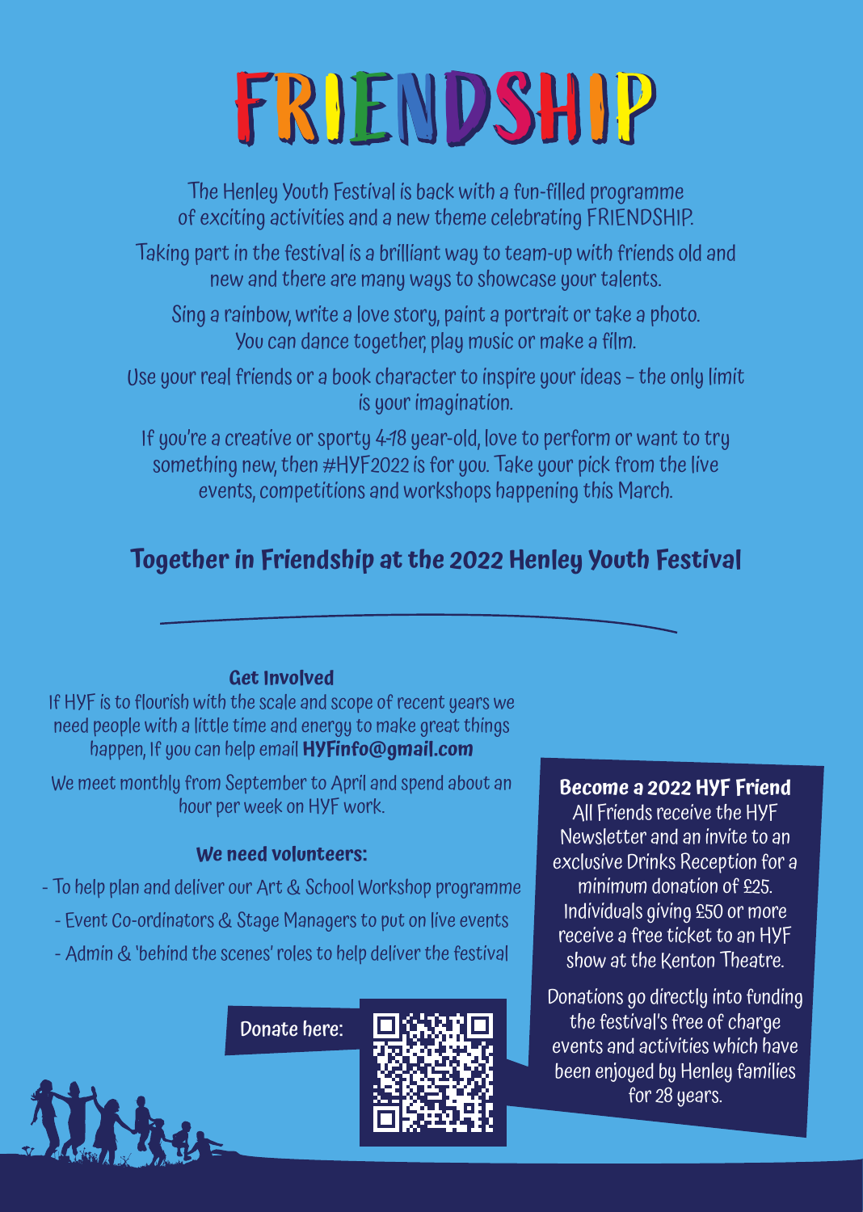# FRIENDSHIP

The Henley Youth Festival is back with a fun-filled programme of exciting activities and a new theme celebrating FRIENDSHIP.

Taking part in the festival is a brilliant way to team-up with friends old and new and there are many ways to showcase your talents.

Sing a rainbow, write a love story, paint a portrait or take a photo. You can dance together, play music or make a film.

Use your real friends or a book character to inspire your ideas – the only limit is your imagination.

If you're a creative or sporty 4-18 year-old, love to perform or want to try something new, then #HYF2022 is for you. Take your pick from the live events, competitions and workshops happening this March.

## Together in Friendship at the 2022 Henley Youth Festival

---

### Get Involved

If HYF is to flourish with the scale and scope of recent years we need people with a little time and energy to make great things happen, If you can help email **HYFinfo@gmail.com**

We meet monthly from September to April and spend about an hour per week on HYF work.

### We need volunteers:

- To help plan and deliver our Art & School Workshop programme
- Event Co-ordinators & Stage Managers to put on live events
- Admin & 'behind the scenes' roles to help deliver the festival

Donate here:

### Become a 2022 HYF Friend

All Friends receive the HYF Newsletter and an invite to an exclusive Drinks Reception for a minimum donation of £25. Individuals giving £50 or more receive a free ticket to an HYF show at the Kenton Theatre.

Donations go directly into funding the festival's free of charge events and activities which have been enjoyed by Henley families for 28 years.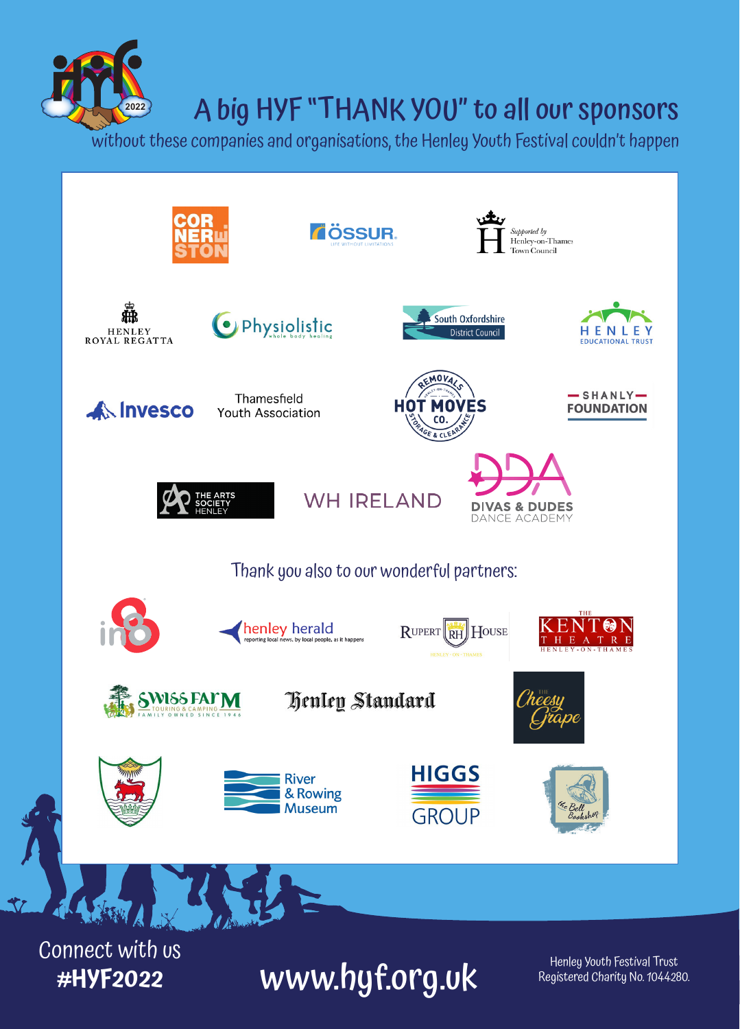# A big HYF "THANK YOU" to all our sponsors

without these companies and organisations, the Henley Youth Festival couldn't happen

Cornerstone

Össur — Life Without Limitations

Supported by Henley-on-Thames Town Council

Henley Royal Regatta

Physiolistic — whole body healing

South Oxfordshire District Council

Henley Educational Trust

Invesco

Thamesfield Youth Association

Hot Moves Co. — Removals, Storage & Clearance

Shanly Foundation

The Arts Society Henley

WH Ireland

DDA Divas & Dudes Dance Academy

## Thank you also to our wonderful partners:

in8

henley herald — reporting local news, by local people, as it happens

Rupert House — Henley-on-Thames

The Kenton Theatre — Henley-on-Thames

Swiss Farm — Touring & Camping — Family owned since 1946

Henley Standard

The Cheesy Grape

River & Rowing Museum

Higgs Group

The Bell Bookshop

Connect with us **#HYF2022**

www.hyf.org.uk

Henley Youth Festival Trust
Registered Charity No. 1044280.